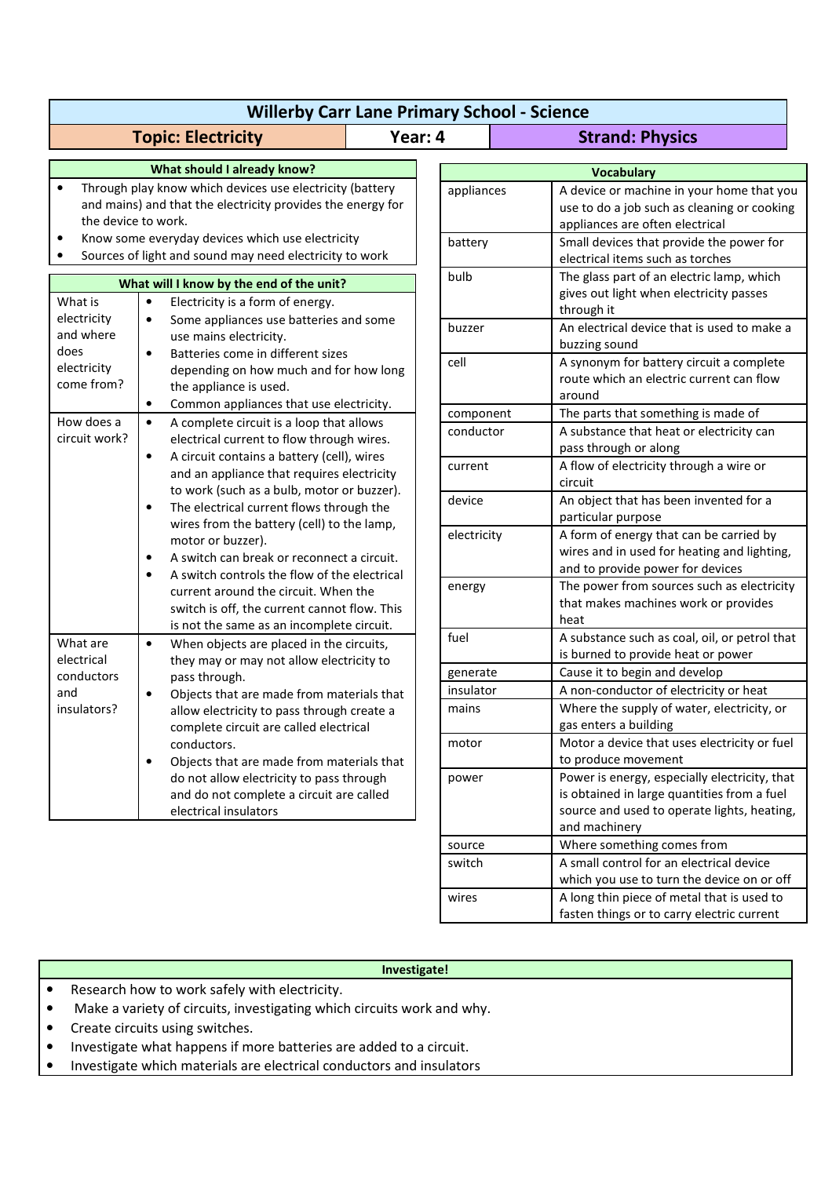# Willerby Carr Lane Primary School - Science

| Topic: Electricity | Year: 4 | Strand: Physics |
| --- | --- | --- |

## What should I already know?

- Through play know which devices use electricity (battery and mains) and that the electricity provides the energy for the device to work.
- Know some everyday devices which use electricity
- Sources of light and sound may need electricity to work

## What will I know by the end of the unit?

| | |
| --- | --- |
| What is electricity and where does electricity come from? | • Electricity is a form of energy.<br>• Some appliances use batteries and some use mains electricity.<br>• Batteries come in different sizes depending on how much and for how long the appliance is used.<br>• Common appliances that use electricity. |
| How does a circuit work? | • A complete circuit is a loop that allows electrical current to flow through wires.<br>• A circuit contains a battery (cell), wires and an appliance that requires electricity to work (such as a bulb, motor or buzzer).<br>• The electrical current flows through the wires from the battery (cell) to the lamp, motor or buzzer).<br>• A switch can break or reconnect a circuit.<br>• A switch controls the flow of the electrical current around the circuit. When the switch is off, the current cannot flow. This is not the same as an incomplete circuit. |
| What are electrical conductors and insulators? | • When objects are placed in the circuits, they may or may not allow electricity to pass through.<br>• Objects that are made from materials that allow electricity to pass through create a complete circuit are called electrical conductors.<br>• Objects that are made from materials that do not allow electricity to pass through and do not complete a circuit are called electrical insulators |

## Vocabulary

| | |
| --- | --- |
| appliances | A device or machine in your home that you use to do a job such as cleaning or cooking appliances are often electrical |
| battery | Small devices that provide the power for electrical items such as torches |
| bulb | The glass part of an electric lamp, which gives out light when electricity passes through it |
| buzzer | An electrical device that is used to make a buzzing sound |
| cell | A synonym for battery circuit a complete route which an electric current can flow around |
| component | The parts that something is made of |
| conductor | A substance that heat or electricity can pass through or along |
| current | A flow of electricity through a wire or circuit |
| device | An object that has been invented for a particular purpose |
| electricity | A form of energy that can be carried by wires and in used for heating and lighting, and to provide power for devices |
| energy | The power from sources such as electricity that makes machines work or provides heat |
| fuel | A substance such as coal, oil, or petrol that is burned to provide heat or power |
| generate | Cause it to begin and develop |
| insulator | A non-conductor of electricity or heat |
| mains | Where the supply of water, electricity, or gas enters a building |
| motor | Motor a device that uses electricity or fuel to produce movement |
| power | Power is energy, especially electricity, that is obtained in large quantities from a fuel source and used to operate lights, heating, and machinery |
| source | Where something comes from |
| switch | A small control for an electrical device which you use to turn the device on or off |
| wires | A long thin piece of metal that is used to fasten things or to carry electric current |

## Investigate!

- Research how to work safely with electricity.
- Make a variety of circuits, investigating which circuits work and why.
- Create circuits using switches.
- Investigate what happens if more batteries are added to a circuit.
- Investigate which materials are electrical conductors and insulators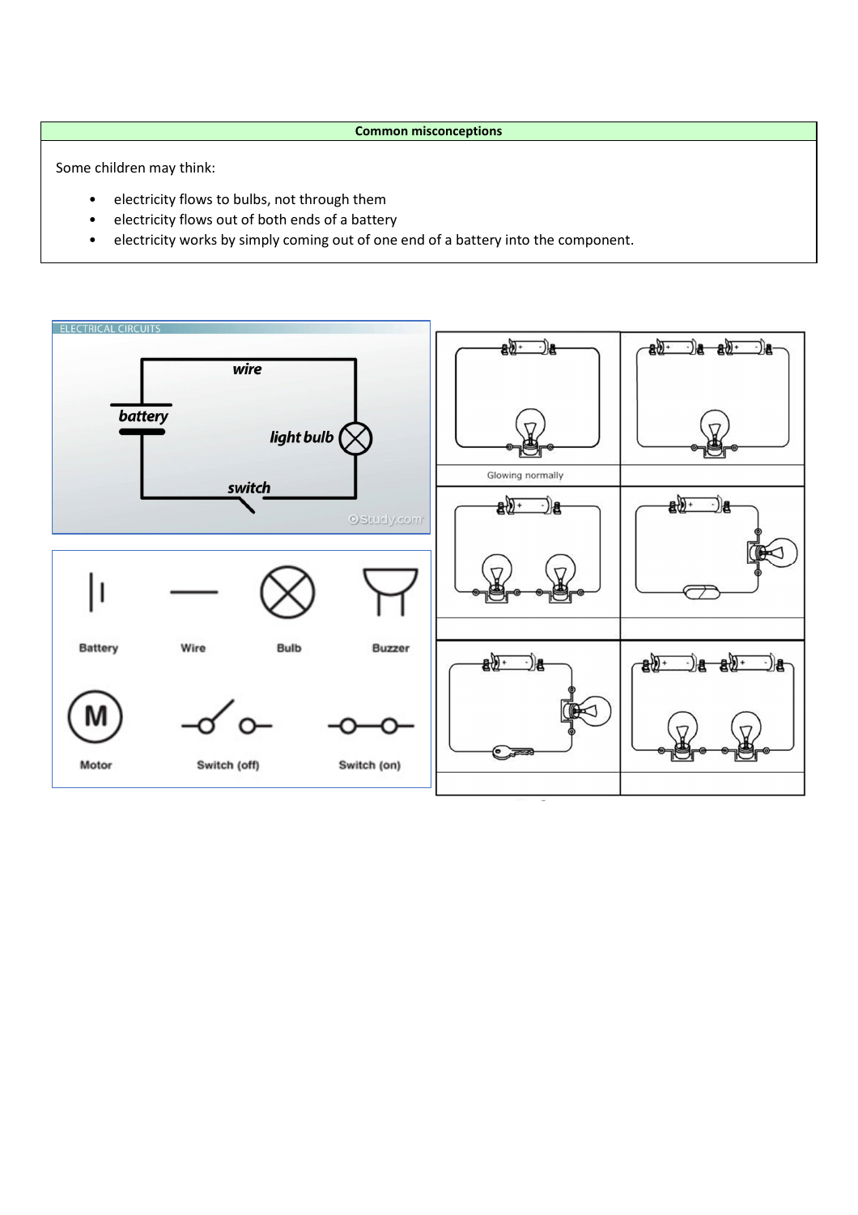**Common misconceptions**

Some children may think:

- electricity flows to bulbs, not through them
- electricity flows out of both ends of a battery
- electricity works by simply coming out of one end of a battery into the component.

ELECTRICAL CIRCUITS

wire

battery

light bulb

switch

©Study.com

Battery

Wire

Bulb

Buzzer

Motor

Switch (off)

Switch (on)

Glowing normally